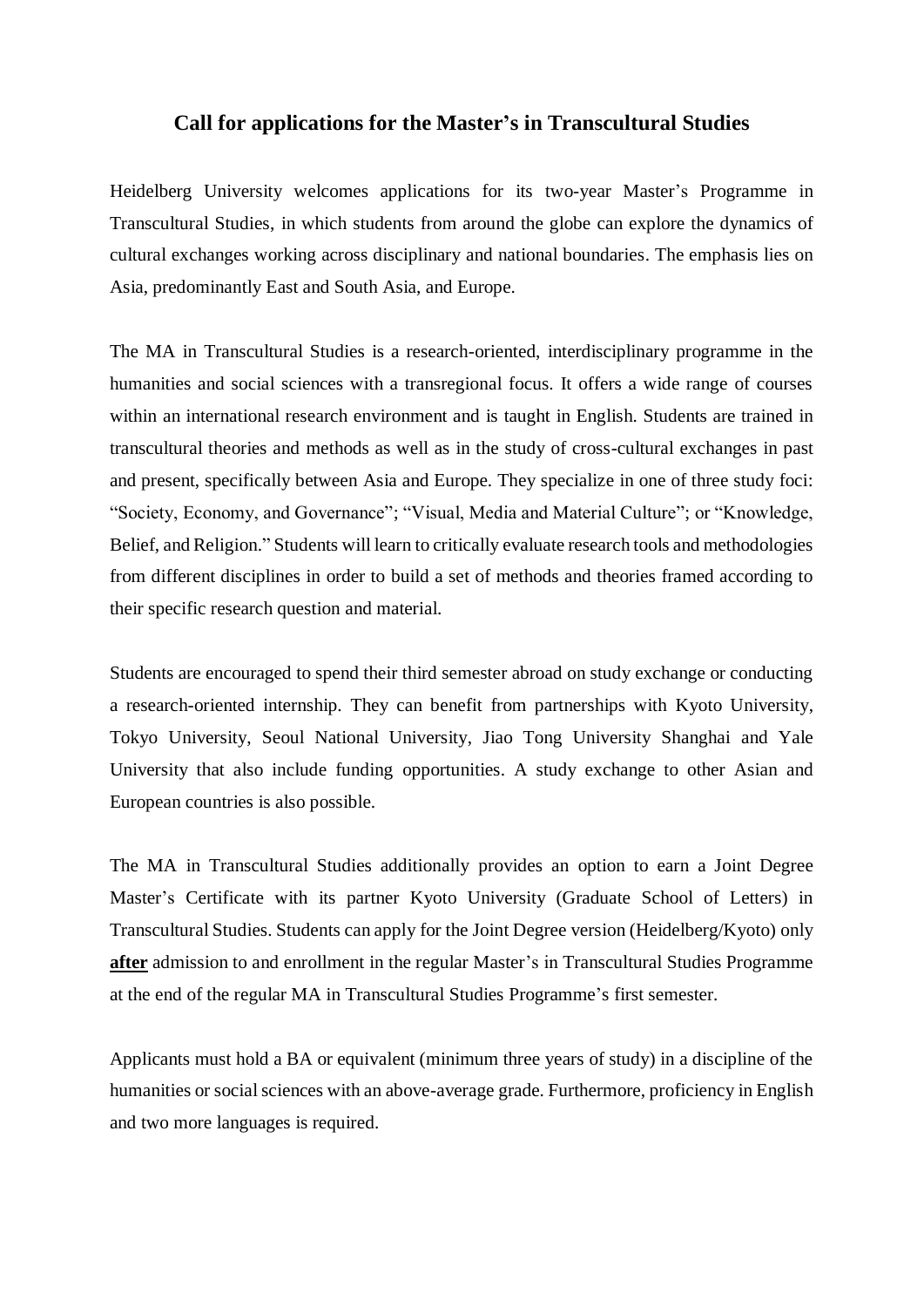# Call for applications for the Master's in Transcultural Studies

Heidelberg University welcomes applications for its two-year Master's Programme in Transcultural Studies, in which students from around the globe can explore the dynamics of cultural exchanges working across disciplinary and national boundaries. The emphasis lies on Asia, predominantly East and South Asia, and Europe.

The MA in Transcultural Studies is a research-oriented, interdisciplinary programme in the humanities and social sciences with a transregional focus. It offers a wide range of courses within an international research environment and is taught in English. Students are trained in transcultural theories and methods as well as in the study of cross-cultural exchanges in past and present, specifically between Asia and Europe. They specialize in one of three study foci: "Society, Economy, and Governance"; "Visual, Media and Material Culture"; or "Knowledge, Belief, and Religion." Students will learn to critically evaluate research tools and methodologies from different disciplines in order to build a set of methods and theories framed according to their specific research question and material.

Students are encouraged to spend their third semester abroad on study exchange or conducting a research-oriented internship. They can benefit from partnerships with Kyoto University, Tokyo University, Seoul National University, Jiao Tong University Shanghai and Yale University that also include funding opportunities. A study exchange to other Asian and European countries is also possible.

The MA in Transcultural Studies additionally provides an option to earn a Joint Degree Master's Certificate with its partner Kyoto University (Graduate School of Letters) in Transcultural Studies. Students can apply for the Joint Degree version (Heidelberg/Kyoto) only **after** admission to and enrollment in the regular Master's in Transcultural Studies Programme at the end of the regular MA in Transcultural Studies Programme's first semester.

Applicants must hold a BA or equivalent (minimum three years of study) in a discipline of the humanities or social sciences with an above-average grade. Furthermore, proficiency in English and two more languages is required.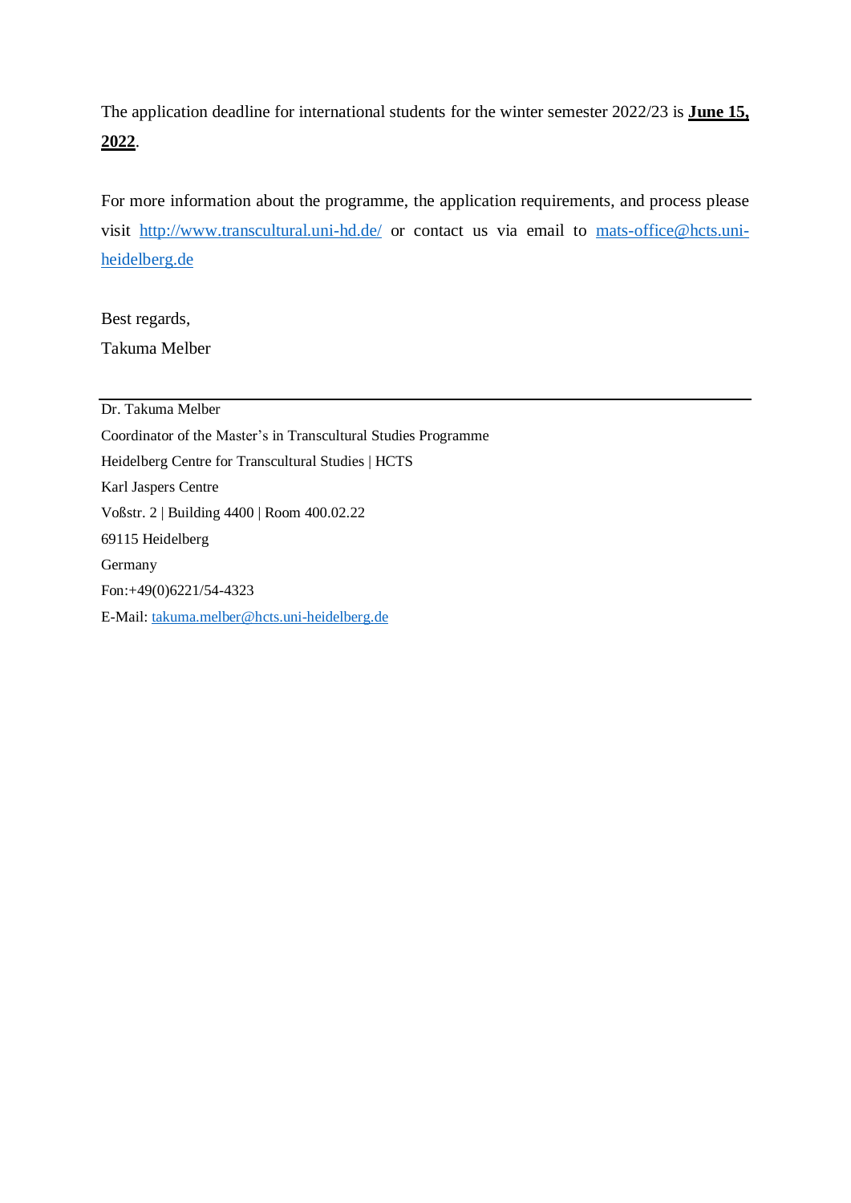The application deadline for international students for the winter semester 2022/23 is **June 15, 2022**.

For more information about the programme, the application requirements, and process please visit http://www.transcultural.uni-hd.de/ or contact us via email to mats-office@hcts.uni-heidelberg.de

Best regards,
Takuma Melber

---

Dr. Takuma Melber
Coordinator of the Master's in Transcultural Studies Programme
Heidelberg Centre for Transcultural Studies | HCTS
Karl Jaspers Centre
Voßstr. 2 | Building 4400 | Room 400.02.22
69115 Heidelberg
Germany
Fon:+49(0)6221/54-4323
E-Mail: takuma.melber@hcts.uni-heidelberg.de